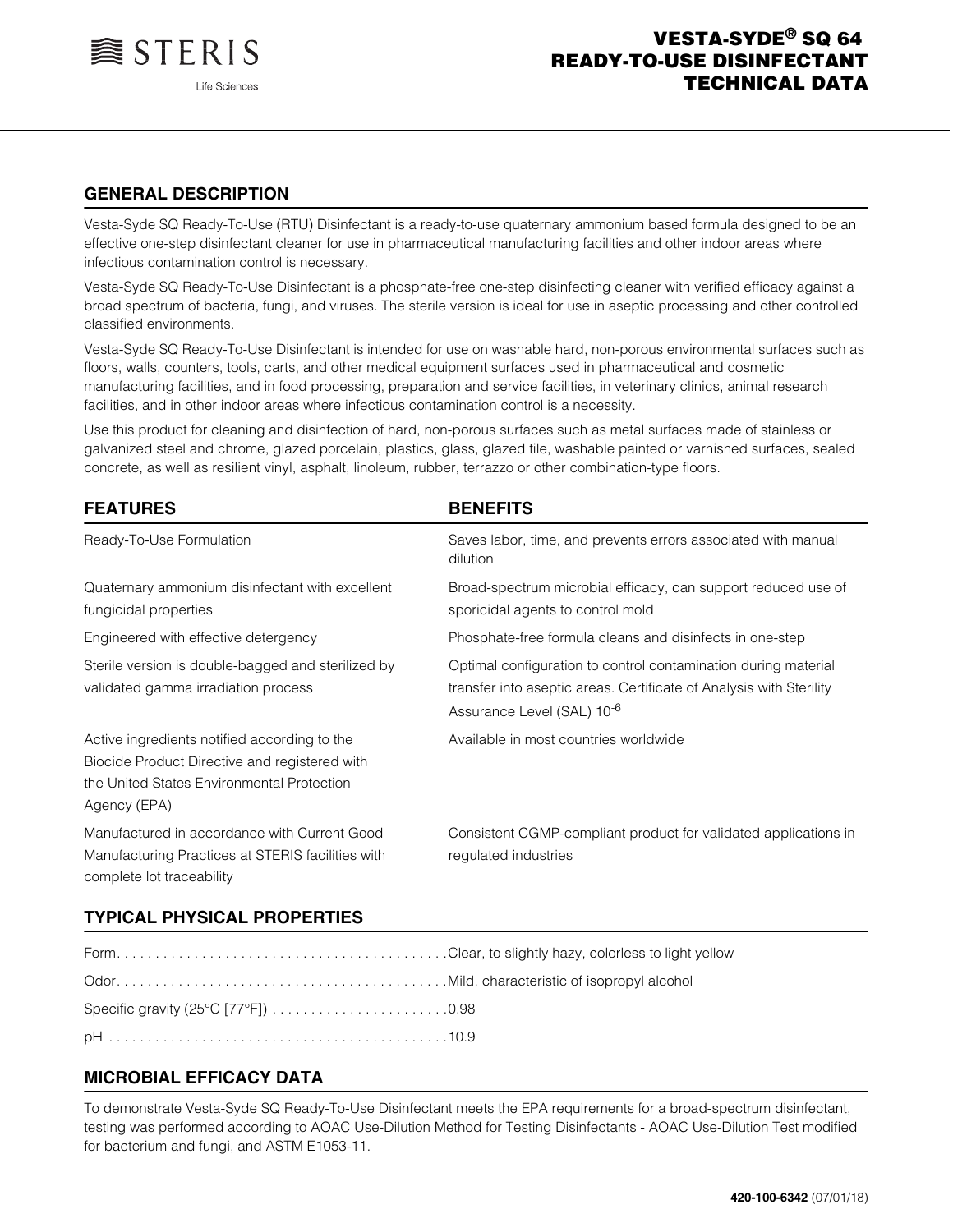STERIS

Life Sciences

# VESTA-SYDE® SQ 64 READY-TO-USE DISINFECTANT TECHNICAL DATA

## GENERAL DESCRIPTION

Vesta-Syde SQ Ready-To-Use (RTU) Disinfectant is a ready-to-use quaternary ammonium based formula designed to be an effective one-step disinfectant cleaner for use in pharmaceutical manufacturing facilities and other indoor areas where infectious contamination control is necessary.

Vesta-Syde SQ Ready-To-Use Disinfectant is a phosphate-free one-step disinfecting cleaner with verified efficacy against a broad spectrum of bacteria, fungi, and viruses. The sterile version is ideal for use in aseptic processing and other controlled classified environments.

Vesta-Syde SQ Ready-To-Use Disinfectant is intended for use on washable hard, non-porous environmental surfaces such as floors, walls, counters, tools, carts, and other medical equipment surfaces used in pharmaceutical and cosmetic manufacturing facilities, and in food processing, preparation and service facilities, in veterinary clinics, animal research facilities, and in other indoor areas where infectious contamination control is a necessity.

Use this product for cleaning and disinfection of hard, non-porous surfaces such as metal surfaces made of stainless or galvanized steel and chrome, glazed porcelain, plastics, glass, glazed tile, washable painted or varnished surfaces, sealed concrete, as well as resilient vinyl, asphalt, linoleum, rubber, terrazzo or other combination-type floors.

| FEATURES | BENEFITS |
|---|---|
| Ready-To-Use Formulation | Saves labor, time, and prevents errors associated with manual dilution |
| Quaternary ammonium disinfectant with excellent fungicidal properties | Broad-spectrum microbial efficacy, can support reduced use of sporicidal agents to control mold |
| Engineered with effective detergency | Phosphate-free formula cleans and disinfects in one-step |
| Sterile version is double-bagged and sterilized by validated gamma irradiation process | Optimal configuration to control contamination during material transfer into aseptic areas. Certificate of Analysis with Sterility Assurance Level (SAL) $10^{-6}$ |
| Active ingredients notified according to the Biocide Product Directive and registered with the United States Environmental Protection Agency (EPA) | Available in most countries worldwide |
| Manufactured in accordance with Current Good Manufacturing Practices at STERIS facilities with complete lot traceability | Consistent CGMP-compliant product for validated applications in regulated industries |

## TYPICAL PHYSICAL PROPERTIES

| Property | Value |
|---|---|
| Form | Clear, to slightly hazy, colorless to light yellow |
| Odor | Mild, characteristic of isopropyl alcohol |
| Specific gravity (25°C [77°F]) | 0.98 |
| pH | 10.9 |

## MICROBIAL EFFICACY DATA

To demonstrate Vesta-Syde SQ Ready-To-Use Disinfectant meets the EPA requirements for a broad-spectrum disinfectant, testing was performed according to AOAC Use-Dilution Method for Testing Disinfectants - AOAC Use-Dilution Test modified for bacterium and fungi, and ASTM E1053-11.

420-100-6342 (07/01/18)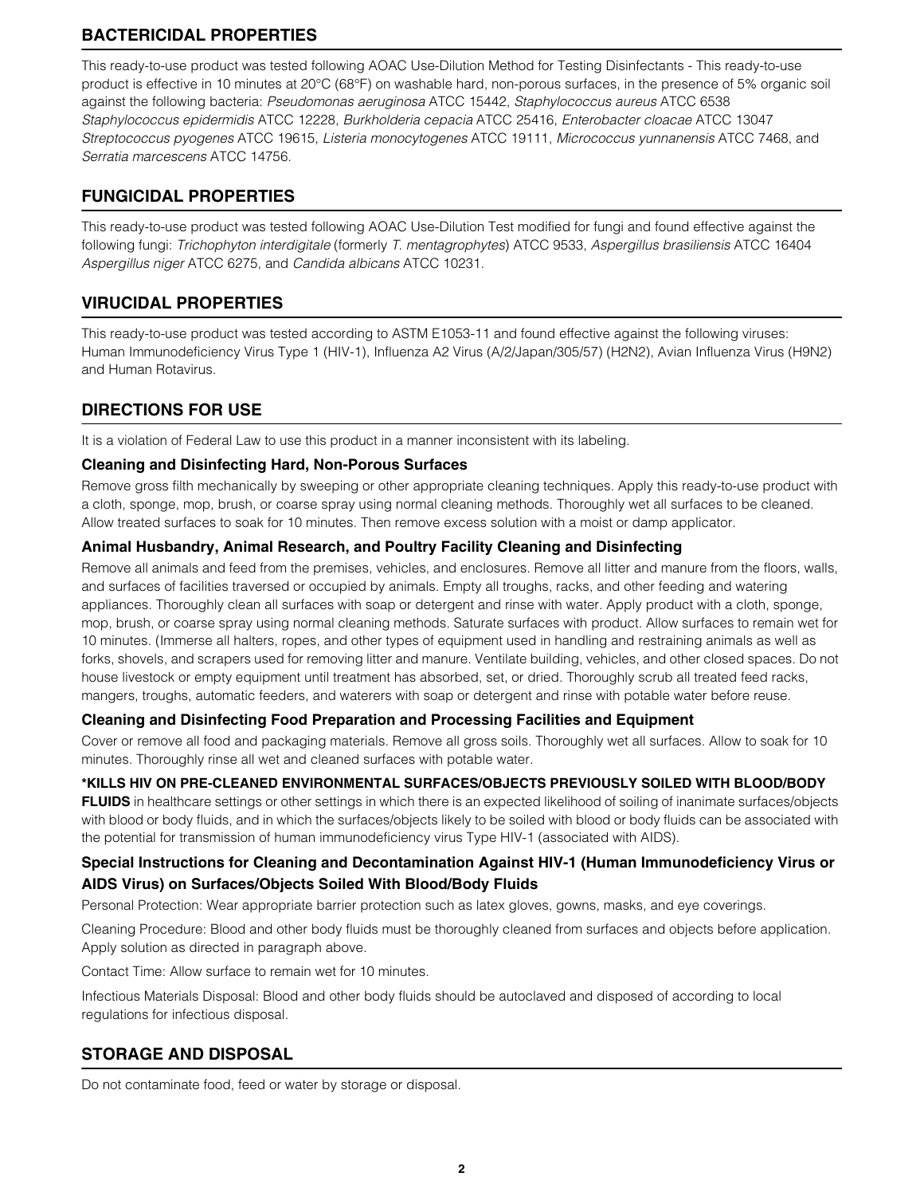## BACTERICIDAL PROPERTIES

This ready-to-use product was tested following AOAC Use-Dilution Method for Testing Disinfectants - This ready-to-use product is effective in 10 minutes at 20°C (68°F) on washable hard, non-porous surfaces, in the presence of 5% organic soil against the following bacteria: *Pseudomonas aeruginosa* ATCC 15442, *Staphylococcus aureus* ATCC 6538 *Staphylococcus epidermidis* ATCC 12228, *Burkholderia cepacia* ATCC 25416, *Enterobacter cloacae* ATCC 13047 *Streptococcus pyogenes* ATCC 19615, *Listeria monocytogenes* ATCC 19111, *Micrococcus yunnanensis* ATCC 7468, and *Serratia marcescens* ATCC 14756.

## FUNGICIDAL PROPERTIES

This ready-to-use product was tested following AOAC Use-Dilution Test modified for fungi and found effective against the following fungi: *Trichophyton interdigitale* (formerly *T. mentagrophytes*) ATCC 9533, *Aspergillus brasiliensis* ATCC 16404 *Aspergillus niger* ATCC 6275, and *Candida albicans* ATCC 10231.

## VIRUCIDAL PROPERTIES

This ready-to-use product was tested according to ASTM E1053-11 and found effective against the following viruses: Human Immunodeficiency Virus Type 1 (HIV-1), Influenza A2 Virus (A/2/Japan/305/57) (H2N2), Avian Influenza Virus (H9N2) and Human Rotavirus.

## DIRECTIONS FOR USE

It is a violation of Federal Law to use this product in a manner inconsistent with its labeling.

### Cleaning and Disinfecting Hard, Non-Porous Surfaces

Remove gross filth mechanically by sweeping or other appropriate cleaning techniques. Apply this ready-to-use product with a cloth, sponge, mop, brush, or coarse spray using normal cleaning methods. Thoroughly wet all surfaces to be cleaned. Allow treated surfaces to soak for 10 minutes. Then remove excess solution with a moist or damp applicator.

### Animal Husbandry, Animal Research, and Poultry Facility Cleaning and Disinfecting

Remove all animals and feed from the premises, vehicles, and enclosures. Remove all litter and manure from the floors, walls, and surfaces of facilities traversed or occupied by animals. Empty all troughs, racks, and other feeding and watering appliances. Thoroughly clean all surfaces with soap or detergent and rinse with water. Apply product with a cloth, sponge, mop, brush, or coarse spray using normal cleaning methods. Saturate surfaces with product. Allow surfaces to remain wet for 10 minutes. (Immerse all halters, ropes, and other types of equipment used in handling and restraining animals as well as forks, shovels, and scrapers used for removing litter and manure. Ventilate building, vehicles, and other closed spaces. Do not house livestock or empty equipment until treatment has absorbed, set, or dried. Thoroughly scrub all treated feed racks, mangers, troughs, automatic feeders, and waterers with soap or detergent and rinse with potable water before reuse.

### Cleaning and Disinfecting Food Preparation and Processing Facilities and Equipment

Cover or remove all food and packaging materials. Remove all gross soils. Thoroughly wet all surfaces. Allow to soak for 10 minutes. Thoroughly rinse all wet and cleaned surfaces with potable water.

**\*KILLS HIV ON PRE-CLEANED ENVIRONMENTAL SURFACES/OBJECTS PREVIOUSLY SOILED WITH BLOOD/BODY FLUIDS** in healthcare settings or other settings in which there is an expected likelihood of soiling of inanimate surfaces/objects with blood or body fluids, and in which the surfaces/objects likely to be soiled with blood or body fluids can be associated with the potential for transmission of human immunodeficiency virus Type HIV-1 (associated with AIDS).

### Special Instructions for Cleaning and Decontamination Against HIV-1 (Human Immunodeficiency Virus or AIDS Virus) on Surfaces/Objects Soiled With Blood/Body Fluids

Personal Protection: Wear appropriate barrier protection such as latex gloves, gowns, masks, and eye coverings.

Cleaning Procedure: Blood and other body fluids must be thoroughly cleaned from surfaces and objects before application. Apply solution as directed in paragraph above.

Contact Time: Allow surface to remain wet for 10 minutes.

Infectious Materials Disposal: Blood and other body fluids should be autoclaved and disposed of according to local regulations for infectious disposal.

## STORAGE AND DISPOSAL

Do not contaminate food, feed or water by storage or disposal.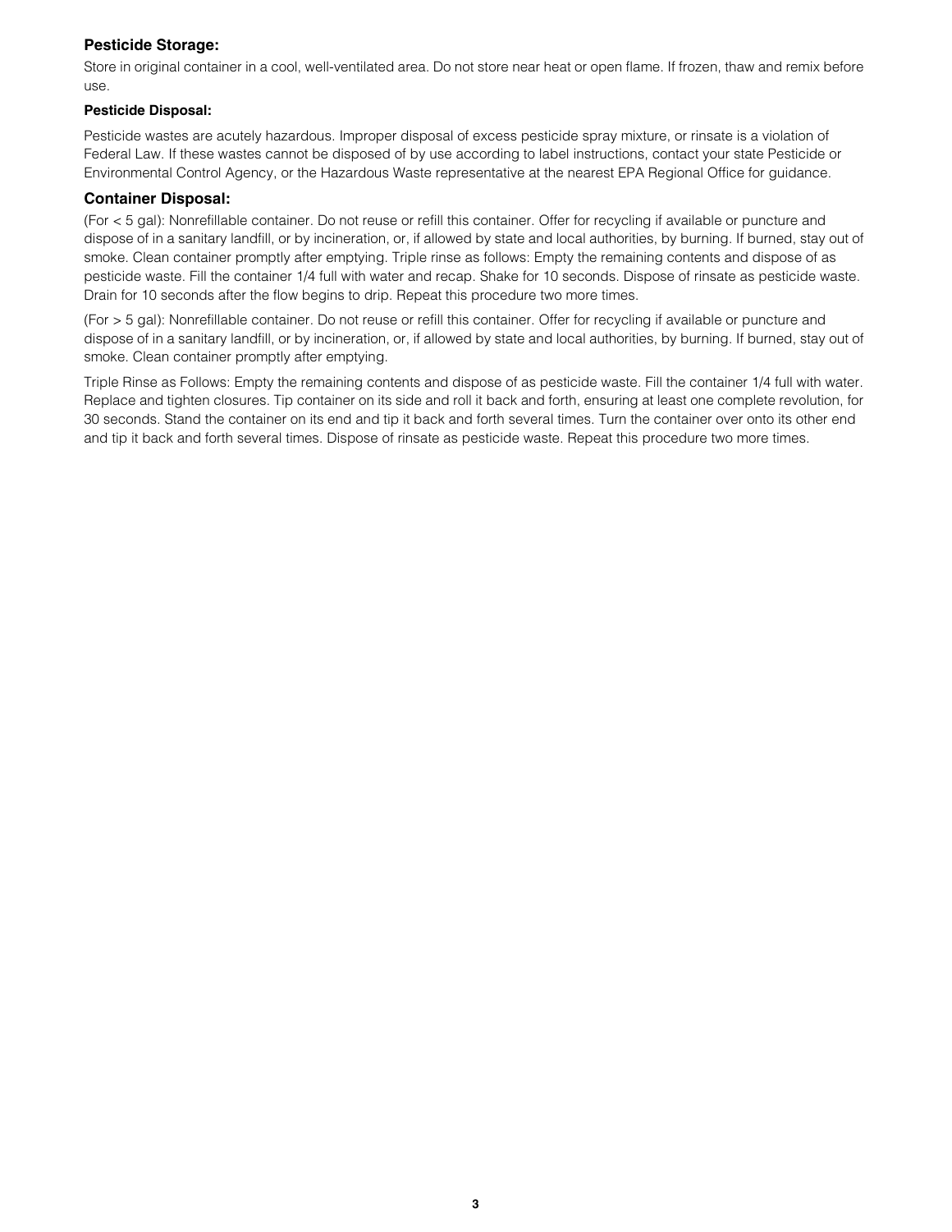### Pesticide Storage:

Store in original container in a cool, well-ventilated area. Do not store near heat or open flame. If frozen, thaw and remix before use.

#### Pesticide Disposal:

Pesticide wastes are acutely hazardous. Improper disposal of excess pesticide spray mixture, or rinsate is a violation of Federal Law. If these wastes cannot be disposed of by use according to label instructions, contact your state Pesticide or Environmental Control Agency, or the Hazardous Waste representative at the nearest EPA Regional Office for guidance.

### Container Disposal:

(For < 5 gal): Nonrefillable container. Do not reuse or refill this container. Offer for recycling if available or puncture and dispose of in a sanitary landfill, or by incineration, or, if allowed by state and local authorities, by burning. If burned, stay out of smoke. Clean container promptly after emptying. Triple rinse as follows: Empty the remaining contents and dispose of as pesticide waste. Fill the container 1/4 full with water and recap. Shake for 10 seconds. Dispose of rinsate as pesticide waste. Drain for 10 seconds after the flow begins to drip. Repeat this procedure two more times.

(For > 5 gal): Nonrefillable container. Do not reuse or refill this container. Offer for recycling if available or puncture and dispose of in a sanitary landfill, or by incineration, or, if allowed by state and local authorities, by burning. If burned, stay out of smoke. Clean container promptly after emptying.

Triple Rinse as Follows: Empty the remaining contents and dispose of as pesticide waste. Fill the container 1/4 full with water. Replace and tighten closures. Tip container on its side and roll it back and forth, ensuring at least one complete revolution, for 30 seconds. Stand the container on its end and tip it back and forth several times. Turn the container over onto its other end and tip it back and forth several times. Dispose of rinsate as pesticide waste. Repeat this procedure two more times.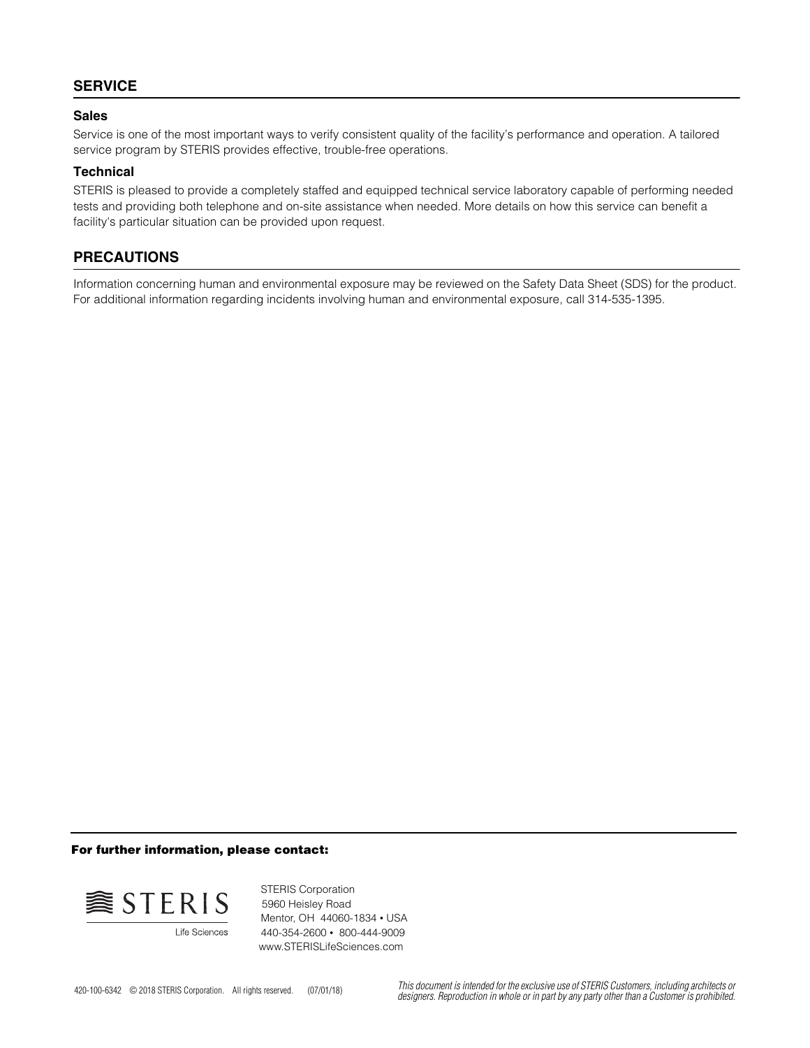## SERVICE

### Sales

Service is one of the most important ways to verify consistent quality of the facility's performance and operation. A tailored service program by STERIS provides effective, trouble-free operations.

### Technical

STERIS is pleased to provide a completely staffed and equipped technical service laboratory capable of performing needed tests and providing both telephone and on-site assistance when needed. More details on how this service can benefit a facility's particular situation can be provided upon request.

## PRECAUTIONS

Information concerning human and environmental exposure may be reviewed on the Safety Data Sheet (SDS) for the product. For additional information regarding incidents involving human and environmental exposure, call 314-535-1395.

**For further information, please contact:**

STERIS Life Sciences

STERIS Corporation
5960 Heisley Road
Mentor, OH 44060-1834 • USA
440-354-2600 • 800-444-9009
www.STERISLifeSciences.com

420-100-6342 © 2018 STERIS Corporation. All rights reserved. (07/01/18)

*This document is intended for the exclusive use of STERIS Customers, including architects or designers. Reproduction in whole or in part by any party other than a Customer is prohibited.*